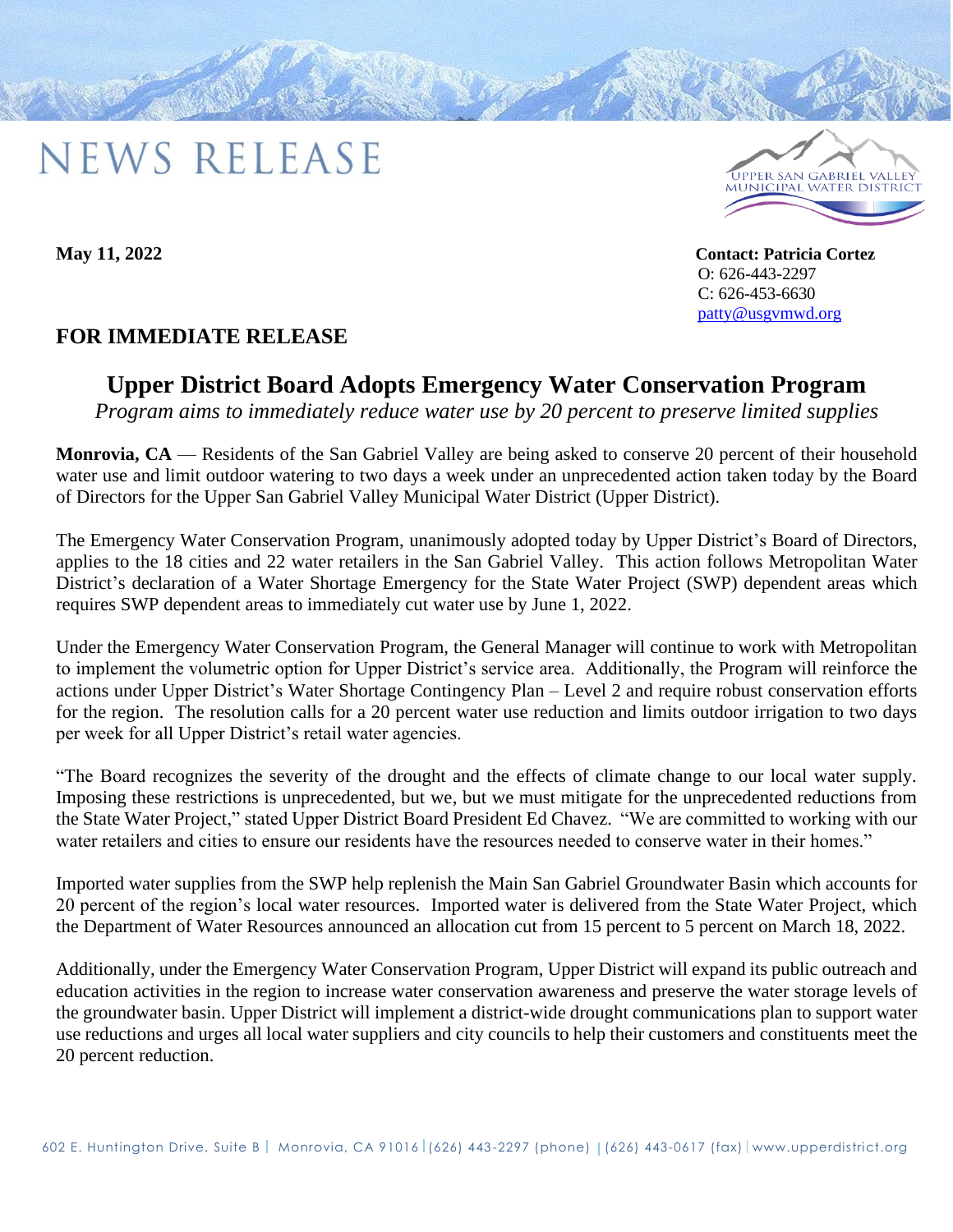# NEWS RELEASE

UPPER SAN GABRIEL VALLEY MUNICIPAL WATER DISTRICT

**May 11, 2022**

**Contact: Patricia Cortez**
O: 626-443-2297
C: 626-453-6630
patty@usgvmwd.org

**FOR IMMEDIATE RELEASE**

## Upper District Board Adopts Emergency Water Conservation Program

*Program aims to immediately reduce water use by 20 percent to preserve limited supplies*

**Monrovia, CA** — Residents of the San Gabriel Valley are being asked to conserve 20 percent of their household water use and limit outdoor watering to two days a week under an unprecedented action taken today by the Board of Directors for the Upper San Gabriel Valley Municipal Water District (Upper District).

The Emergency Water Conservation Program, unanimously adopted today by Upper District's Board of Directors, applies to the 18 cities and 22 water retailers in the San Gabriel Valley. This action follows Metropolitan Water District's declaration of a Water Shortage Emergency for the State Water Project (SWP) dependent areas which requires SWP dependent areas to immediately cut water use by June 1, 2022.

Under the Emergency Water Conservation Program, the General Manager will continue to work with Metropolitan to implement the volumetric option for Upper District's service area. Additionally, the Program will reinforce the actions under Upper District's Water Shortage Contingency Plan – Level 2 and require robust conservation efforts for the region. The resolution calls for a 20 percent water use reduction and limits outdoor irrigation to two days per week for all Upper District's retail water agencies.

"The Board recognizes the severity of the drought and the effects of climate change to our local water supply. Imposing these restrictions is unprecedented, but we, but we must mitigate for the unprecedented reductions from the State Water Project," stated Upper District Board President Ed Chavez. "We are committed to working with our water retailers and cities to ensure our residents have the resources needed to conserve water in their homes."

Imported water supplies from the SWP help replenish the Main San Gabriel Groundwater Basin which accounts for 20 percent of the region's local water resources. Imported water is delivered from the State Water Project, which the Department of Water Resources announced an allocation cut from 15 percent to 5 percent on March 18, 2022.

Additionally, under the Emergency Water Conservation Program, Upper District will expand its public outreach and education activities in the region to increase water conservation awareness and preserve the water storage levels of the groundwater basin. Upper District will implement a district-wide drought communications plan to support water use reductions and urges all local water suppliers and city councils to help their customers and constituents meet the 20 percent reduction.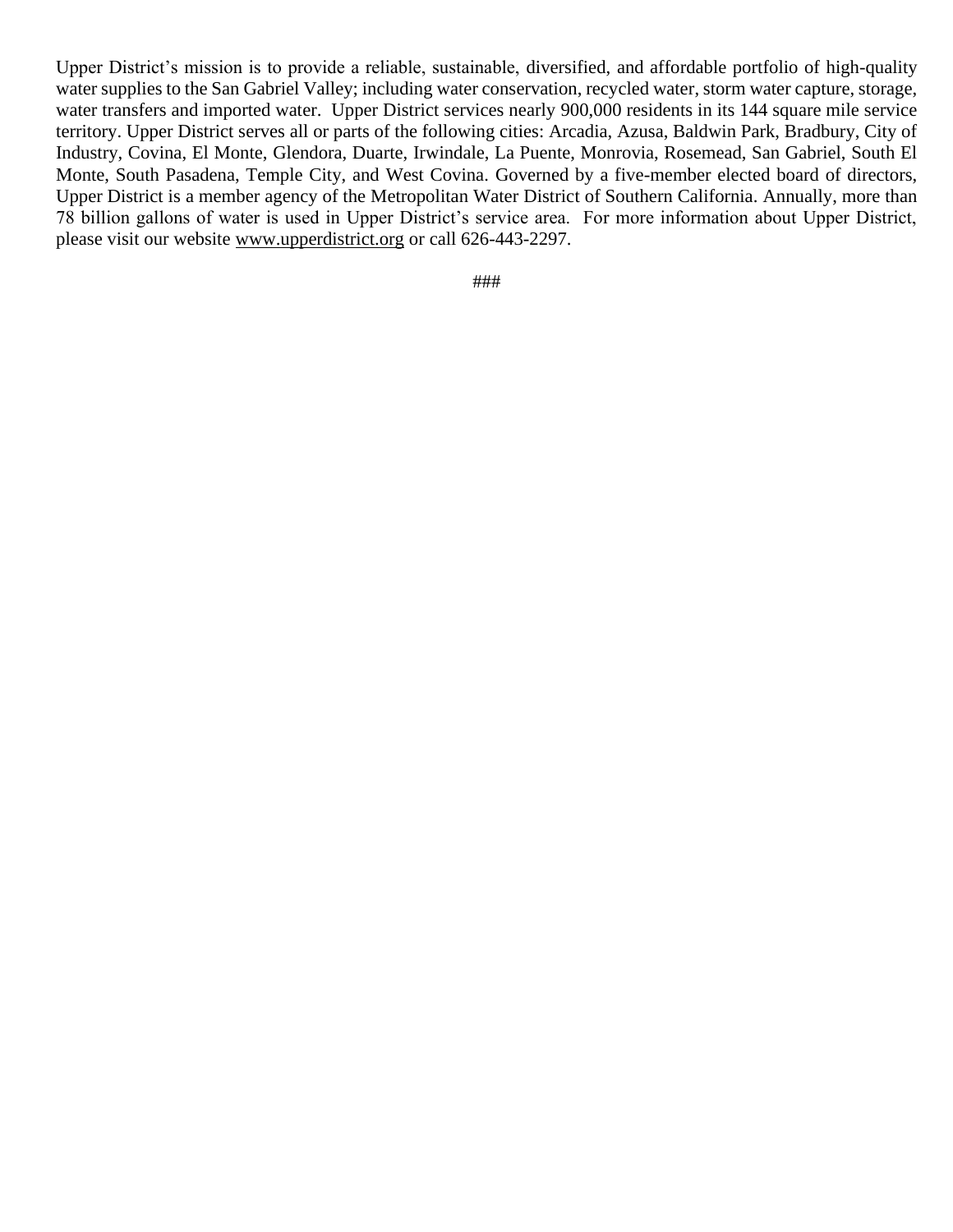Upper District's mission is to provide a reliable, sustainable, diversified, and affordable portfolio of high-quality water supplies to the San Gabriel Valley; including water conservation, recycled water, storm water capture, storage, water transfers and imported water. Upper District services nearly 900,000 residents in its 144 square mile service territory. Upper District serves all or parts of the following cities: Arcadia, Azusa, Baldwin Park, Bradbury, City of Industry, Covina, El Monte, Glendora, Duarte, Irwindale, La Puente, Monrovia, Rosemead, San Gabriel, South El Monte, South Pasadena, Temple City, and West Covina. Governed by a five-member elected board of directors, Upper District is a member agency of the Metropolitan Water District of Southern California. Annually, more than 78 billion gallons of water is used in Upper District's service area. For more information about Upper District, please visit our website www.upperdistrict.org or call 626-443-2297.

###